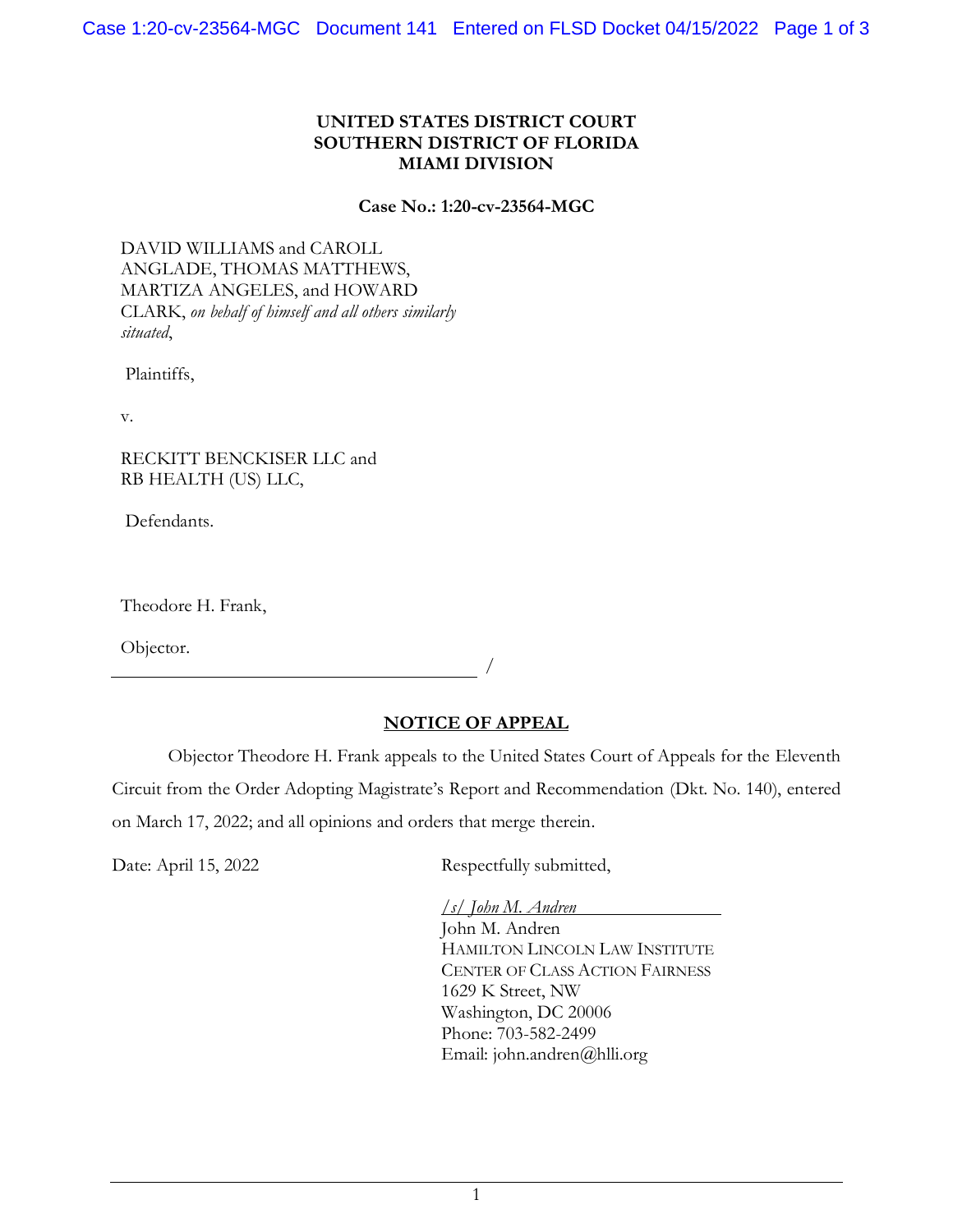**UNITED STATES DISTRICT COURT**
**SOUTHERN DISTRICT OF FLORIDA**
**MIAMI DIVISION**

**Case No.: 1:20-cv-23564-MGC**

DAVID WILLIAMS and CAROLL ANGLADE, THOMAS MATTHEWS, MARTIZA ANGELES, and HOWARD CLARK, *on behalf of himself and all others similarly situated*,

Plaintiffs,

v.

RECKITT BENCKISER LLC and RB HEALTH (US) LLC,

Defendants.

Theodore H. Frank,

Objector.

_______________________________________ /

## NOTICE OF APPEAL

Objector Theodore H. Frank appeals to the United States Court of Appeals for the Eleventh Circuit from the Order Adopting Magistrate's Report and Recommendation (Dkt. No. 140), entered on March 17, 2022; and all opinions and orders that merge therein.

Date: April 15, 2022

Respectfully submitted,

*/s/ John M. Andren*
John M. Andren
HAMILTON LINCOLN LAW INSTITUTE
CENTER OF CLASS ACTION FAIRNESS
1629 K Street, NW
Washington, DC 20006
Phone: 703-582-2499
Email: john.andren@hlli.org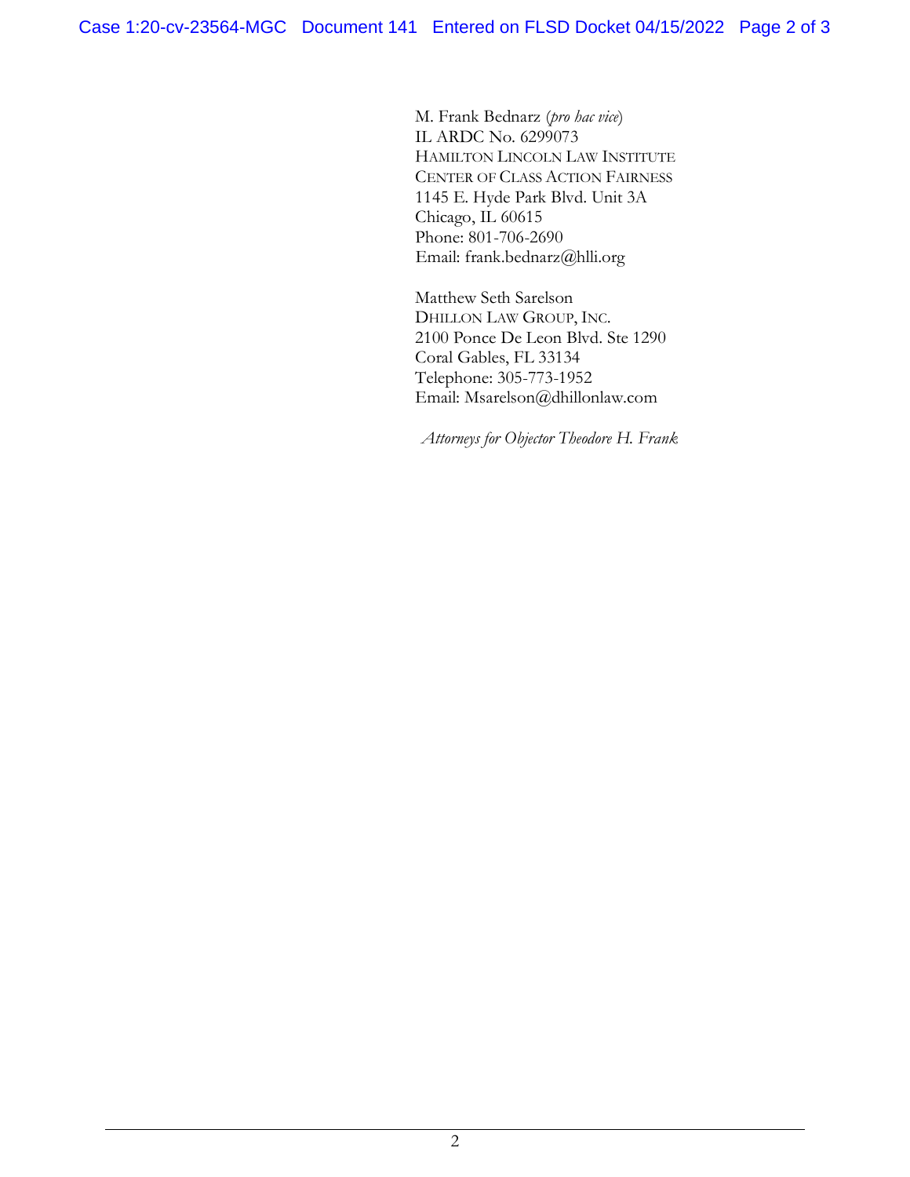M. Frank Bednarz (*pro hac vice*)
IL ARDC No. 6299073
HAMILTON LINCOLN LAW INSTITUTE
CENTER OF CLASS ACTION FAIRNESS
1145 E. Hyde Park Blvd. Unit 3A
Chicago, IL 60615
Phone: 801-706-2690
Email: frank.bednarz@hlli.org

Matthew Seth Sarelson
DHILLON LAW GROUP, INC.
2100 Ponce De Leon Blvd. Ste 1290
Coral Gables, FL 33134
Telephone: 305-773-1952
Email: Msarelson@dhillonlaw.com

*Attorneys for Objector Theodore H. Frank*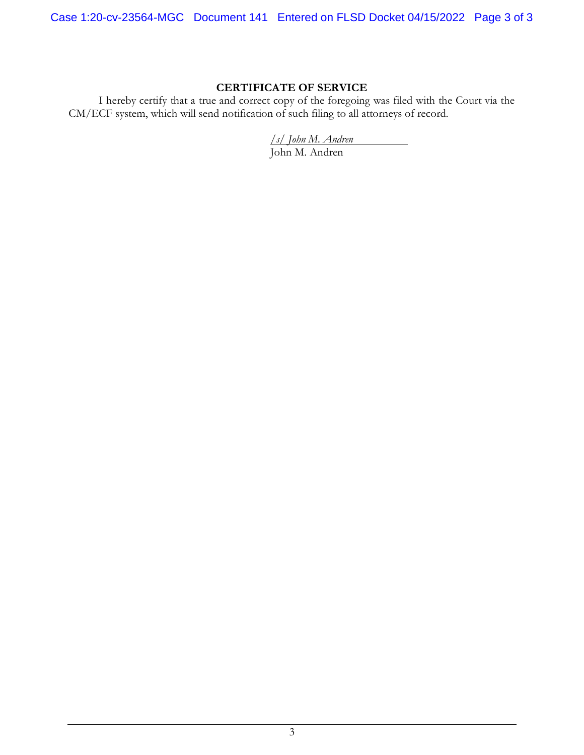## CERTIFICATE OF SERVICE

I hereby certify that a true and correct copy of the foregoing was filed with the Court via the CM/ECF system, which will send notification of such filing to all attorneys of record.

*/s/ John M. Andren*
John M. Andren